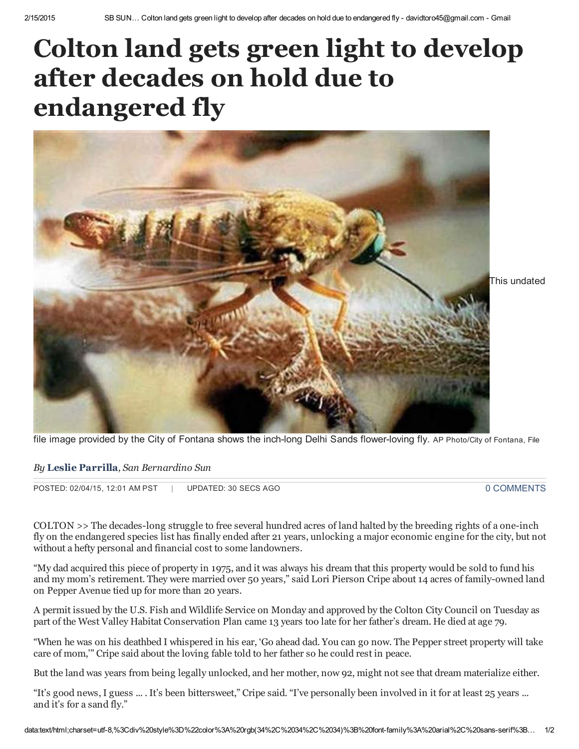# Colton land gets green light to develop after decades on hold due to endangered fly

This undated file image provided by the City of Fontana shows the inch-long Delhi Sands flower-loving fly. AP Photo/City of Fontana, File

*By* **Leslie Parrilla**, *San Bernardino Sun*

POSTED: 02/04/15, 12:01 AM PST | UPDATED: 30 SECS AGO

0 COMMENTS

COLTON >> The decades-long struggle to free several hundred acres of land halted by the breeding rights of a one-inch fly on the endangered species list has finally ended after 21 years, unlocking a major economic engine for the city, but not without a hefty personal and financial cost to some landowners.

"My dad acquired this piece of property in 1975, and it was always his dream that this property would be sold to fund his and my mom's retirement. They were married over 50 years," said Lori Pierson Cripe about 14 acres of family-owned land on Pepper Avenue tied up for more than 20 years.

A permit issued by the U.S. Fish and Wildlife Service on Monday and approved by the Colton City Council on Tuesday as part of the West Valley Habitat Conservation Plan came 13 years too late for her father's dream. He died at age 79.

"When he was on his deathbed I whispered in his ear, 'Go ahead dad. You can go now. The Pepper street property will take care of mom,'" Cripe said about the loving fable told to her father so he could rest in peace.

But the land was years from being legally unlocked, and her mother, now 92, might not see that dream materialize either.

"It's good news, I guess ... . It's been bittersweet," Cripe said. "I've personally been involved in it for at least 25 years ... and it's for a sand fly."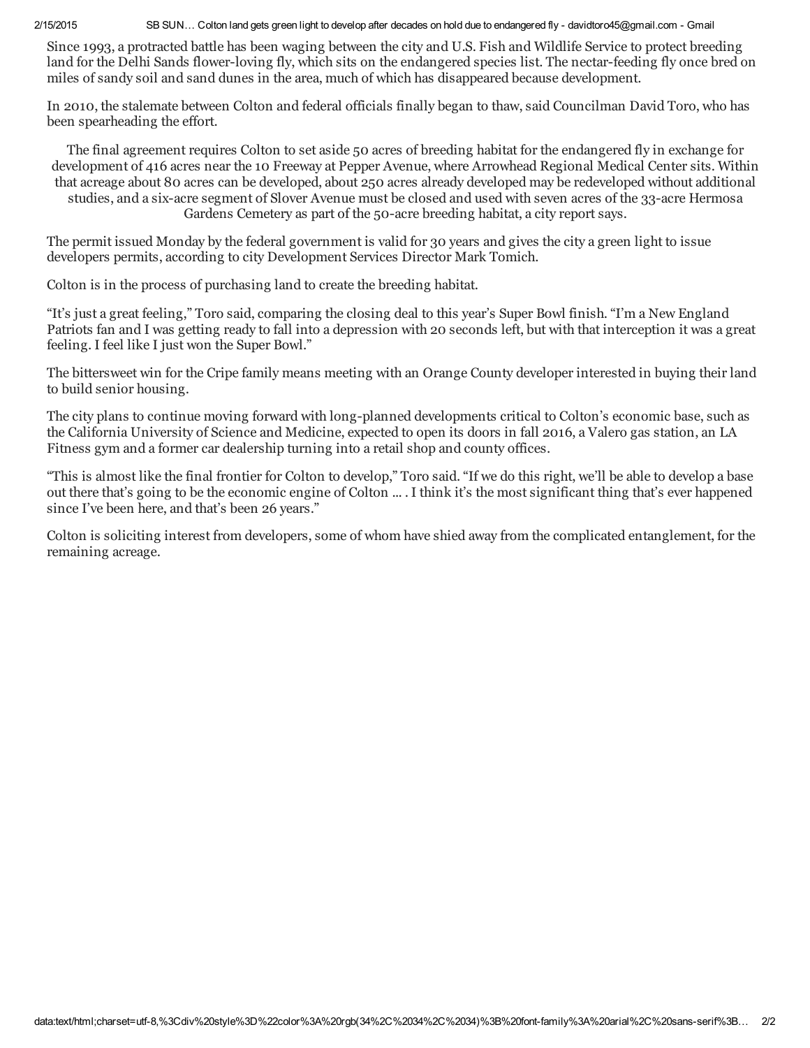Since 1993, a protracted battle has been waging between the city and U.S. Fish and Wildlife Service to protect breeding land for the Delhi Sands flower-loving fly, which sits on the endangered species list. The nectar-feeding fly once bred on miles of sandy soil and sand dunes in the area, much of which has disappeared because development.

In 2010, the stalemate between Colton and federal officials finally began to thaw, said Councilman David Toro, who has been spearheading the effort.

The final agreement requires Colton to set aside 50 acres of breeding habitat for the endangered fly in exchange for development of 416 acres near the 10 Freeway at Pepper Avenue, where Arrowhead Regional Medical Center sits. Within that acreage about 80 acres can be developed, about 250 acres already developed may be redeveloped without additional studies, and a six-acre segment of Slover Avenue must be closed and used with seven acres of the 33-acre Hermosa Gardens Cemetery as part of the 50-acre breeding habitat, a city report says.

The permit issued Monday by the federal government is valid for 30 years and gives the city a green light to issue developers permits, according to city Development Services Director Mark Tomich.

Colton is in the process of purchasing land to create the breeding habitat.

"It's just a great feeling," Toro said, comparing the closing deal to this year's Super Bowl finish. "I'm a New England Patriots fan and I was getting ready to fall into a depression with 20 seconds left, but with that interception it was a great feeling. I feel like I just won the Super Bowl."

The bittersweet win for the Cripe family means meeting with an Orange County developer interested in buying their land to build senior housing.

The city plans to continue moving forward with long-planned developments critical to Colton's economic base, such as the California University of Science and Medicine, expected to open its doors in fall 2016, a Valero gas station, an LA Fitness gym and a former car dealership turning into a retail shop and county offices.

"This is almost like the final frontier for Colton to develop," Toro said. "If we do this right, we'll be able to develop a base out there that's going to be the economic engine of Colton ... . I think it's the most significant thing that's ever happened since I've been here, and that's been 26 years."

Colton is soliciting interest from developers, some of whom have shied away from the complicated entanglement, for the remaining acreage.